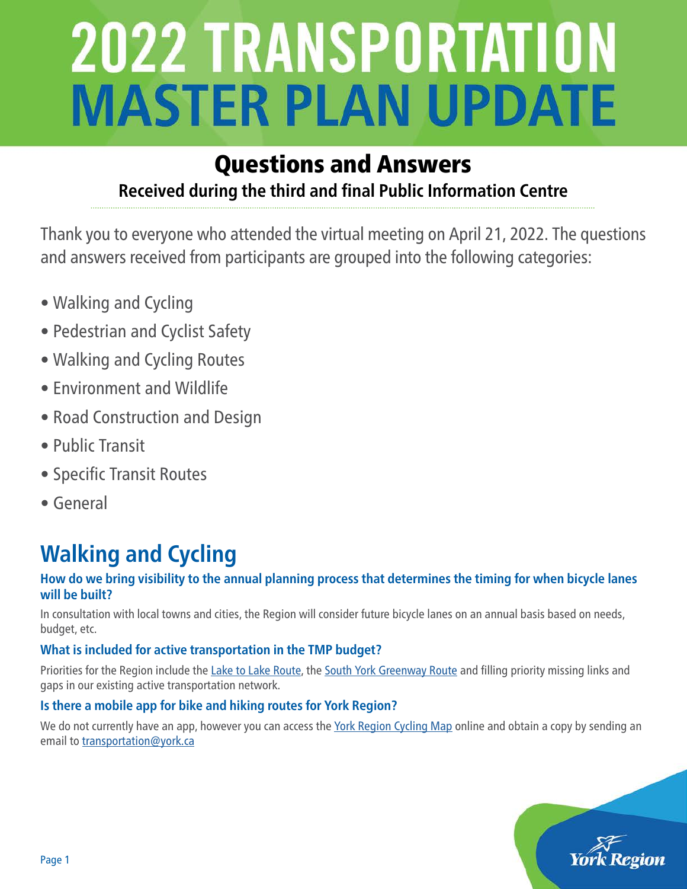# 2022 TRANSPORTATION MASTER PLAN UPDATE

## Questions and Answers

### Received during the third and final Public Information Centre

Thank you to everyone who attended the virtual meeting on April 21, 2022. The questions and answers received from participants are grouped into the following categories:

- Walking and Cycling
- Pedestrian and Cyclist Safety
- Walking and Cycling Routes
- Environment and Wildlife
- Road Construction and Design
- Public Transit
- Specific Transit Routes
- General

## Walking and Cycling

**How do we bring visibility to the annual planning process that determines the timing for when bicycle lanes will be built?**

In consultation with local towns and cities, the Region will consider future bicycle lanes on an annual basis based on needs, budget, etc.

**What is included for active transportation in the TMP budget?**

Priorities for the Region include the Lake to Lake Route, the South York Greenway Route and filling priority missing links and gaps in our existing active transportation network.

**Is there a mobile app for bike and hiking routes for York Region?**

We do not currently have an app, however you can access the York Region Cycling Map online and obtain a copy by sending an email to transportation@york.ca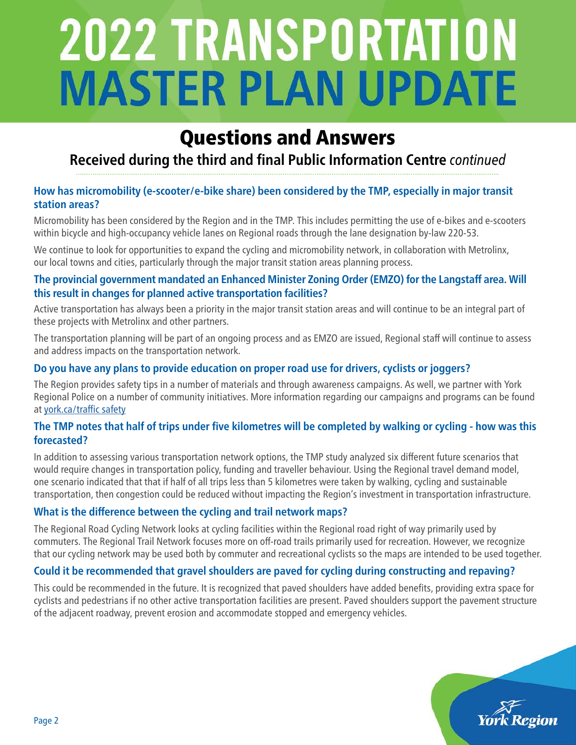# 2022 TRANSPORTATION MASTER PLAN UPDATE

## Questions and Answers

### Received during the third and final Public Information Centre *continued*

**How has micromobility (e-scooter/e-bike share) been considered by the TMP, especially in major transit station areas?**

Micromobility has been considered by the Region and in the TMP. This includes permitting the use of e-bikes and e-scooters within bicycle and high-occupancy vehicle lanes on Regional roads through the lane designation by-law 220-53.

We continue to look for opportunities to expand the cycling and micromobility network, in collaboration with Metrolinx, our local towns and cities, particularly through the major transit station areas planning process.

**The provincial government mandated an Enhanced Minister Zoning Order (EMZO) for the Langstaff area. Will this result in changes for planned active transportation facilities?**

Active transportation has always been a priority in the major transit station areas and will continue to be an integral part of these projects with Metrolinx and other partners.

The transportation planning will be part of an ongoing process and as EMZO are issued, Regional staff will continue to assess and address impacts on the transportation network.

**Do you have any plans to provide education on proper road use for drivers, cyclists or joggers?**

The Region provides safety tips in a number of materials and through awareness campaigns. As well, we partner with York Regional Police on a number of community initiatives. More information regarding our campaigns and programs can be found at york.ca/traffic safety

**The TMP notes that half of trips under five kilometres will be completed by walking or cycling - how was this forecasted?**

In addition to assessing various transportation network options, the TMP study analyzed six different future scenarios that would require changes in transportation policy, funding and traveller behaviour. Using the Regional travel demand model, one scenario indicated that that if half of all trips less than 5 kilometres were taken by walking, cycling and sustainable transportation, then congestion could be reduced without impacting the Region's investment in transportation infrastructure.

**What is the difference between the cycling and trail network maps?**

The Regional Road Cycling Network looks at cycling facilities within the Regional road right of way primarily used by commuters. The Regional Trail Network focuses more on off-road trails primarily used for recreation. However, we recognize that our cycling network may be used both by commuter and recreational cyclists so the maps are intended to be used together.

**Could it be recommended that gravel shoulders are paved for cycling during constructing and repaving?**

This could be recommended in the future. It is recognized that paved shoulders have added benefits, providing extra space for cyclists and pedestrians if no other active transportation facilities are present. Paved shoulders support the pavement structure of the adjacent roadway, prevent erosion and accommodate stopped and emergency vehicles.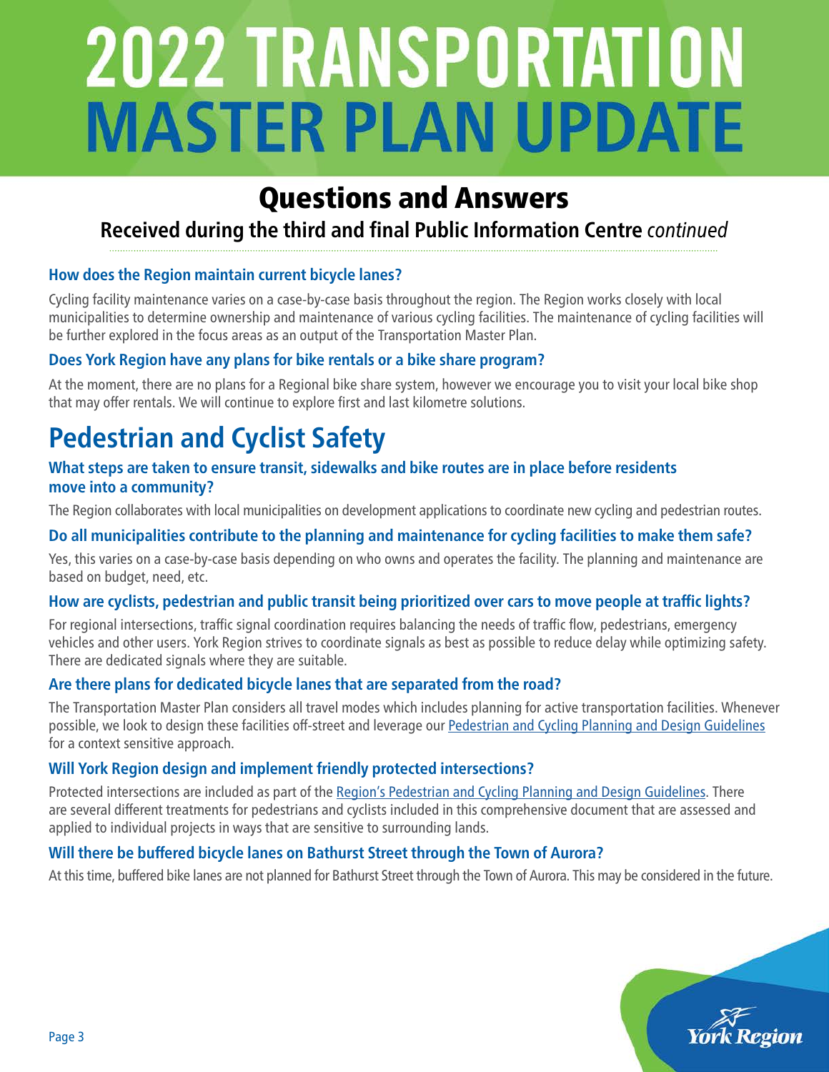# 2022 TRANSPORTATION MASTER PLAN UPDATE

## Questions and Answers

### Received during the third and final Public Information Centre *continued*

**How does the Region maintain current bicycle lanes?**

Cycling facility maintenance varies on a case-by-case basis throughout the region. The Region works closely with local municipalities to determine ownership and maintenance of various cycling facilities. The maintenance of cycling facilities will be further explored in the focus areas as an output of the Transportation Master Plan.

**Does York Region have any plans for bike rentals or a bike share program?**

At the moment, there are no plans for a Regional bike share system, however we encourage you to visit your local bike shop that may offer rentals. We will continue to explore first and last kilometre solutions.

## Pedestrian and Cyclist Safety

**What steps are taken to ensure transit, sidewalks and bike routes are in place before residents move into a community?**

The Region collaborates with local municipalities on development applications to coordinate new cycling and pedestrian routes.

**Do all municipalities contribute to the planning and maintenance for cycling facilities to make them safe?**

Yes, this varies on a case-by-case basis depending on who owns and operates the facility. The planning and maintenance are based on budget, need, etc.

**How are cyclists, pedestrian and public transit being prioritized over cars to move people at traffic lights?**

For regional intersections, traffic signal coordination requires balancing the needs of traffic flow, pedestrians, emergency vehicles and other users. York Region strives to coordinate signals as best as possible to reduce delay while optimizing safety. There are dedicated signals where they are suitable.

**Are there plans for dedicated bicycle lanes that are separated from the road?**

The Transportation Master Plan considers all travel modes which includes planning for active transportation facilities. Whenever possible, we look to design these facilities off-street and leverage our Pedestrian and Cycling Planning and Design Guidelines for a context sensitive approach.

**Will York Region design and implement friendly protected intersections?**

Protected intersections are included as part of the Region's Pedestrian and Cycling Planning and Design Guidelines. There are several different treatments for pedestrians and cyclists included in this comprehensive document that are assessed and applied to individual projects in ways that are sensitive to surrounding lands.

**Will there be buffered bicycle lanes on Bathurst Street through the Town of Aurora?**

At this time, buffered bike lanes are not planned for Bathurst Street through the Town of Aurora. This may be considered in the future.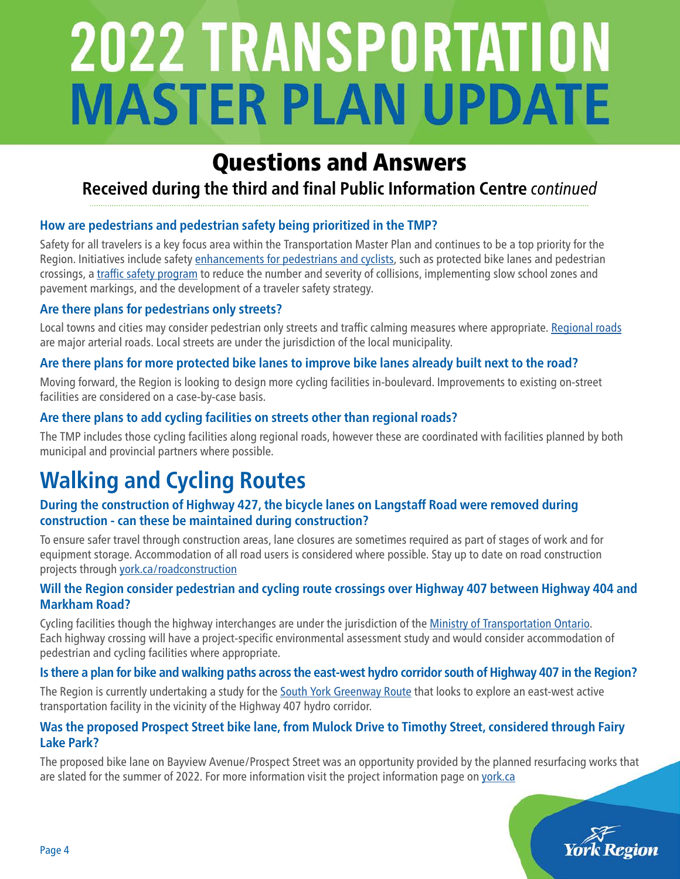# 2022 TRANSPORTATION MASTER PLAN UPDATE

## Questions and Answers

### Received during the third and final Public Information Centre *continued*

**How are pedestrians and pedestrian safety being prioritized in the TMP?**

Safety for all travelers is a key focus area within the Transportation Master Plan and continues to be a top priority for the Region. Initiatives include safety enhancements for pedestrians and cyclists, such as protected bike lanes and pedestrian crossings, a traffic safety program to reduce the number and severity of collisions, implementing slow school zones and pavement markings, and the development of a traveler safety strategy.

**Are there plans for pedestrians only streets?**

Local towns and cities may consider pedestrian only streets and traffic calming measures where appropriate. Regional roads are major arterial roads. Local streets are under the jurisdiction of the local municipality.

**Are there plans for more protected bike lanes to improve bike lanes already built next to the road?**

Moving forward, the Region is looking to design more cycling facilities in-boulevard. Improvements to existing on-street facilities are considered on a case-by-case basis.

**Are there plans to add cycling facilities on streets other than regional roads?**

The TMP includes those cycling facilities along regional roads, however these are coordinated with facilities planned by both municipal and provincial partners where possible.

## Walking and Cycling Routes

**During the construction of Highway 427, the bicycle lanes on Langstaff Road were removed during construction - can these be maintained during construction?**

To ensure safer travel through construction areas, lane closures are sometimes required as part of stages of work and for equipment storage. Accommodation of all road users is considered where possible. Stay up to date on road construction projects through york.ca/roadconstruction

**Will the Region consider pedestrian and cycling route crossings over Highway 407 between Highway 404 and Markham Road?**

Cycling facilities though the highway interchanges are under the jurisdiction of the Ministry of Transportation Ontario. Each highway crossing will have a project-specific environmental assessment study and would consider accommodation of pedestrian and cycling facilities where appropriate.

**Is there a plan for bike and walking paths across the east-west hydro corridor south of Highway 407 in the Region?**

The Region is currently undertaking a study for the South York Greenway Route that looks to explore an east-west active transportation facility in the vicinity of the Highway 407 hydro corridor.

**Was the proposed Prospect Street bike lane, from Mulock Drive to Timothy Street, considered through Fairy Lake Park?**

The proposed bike lane on Bayview Avenue/Prospect Street was an opportunity provided by the planned resurfacing works that are slated for the summer of 2022. For more information visit the project information page on york.ca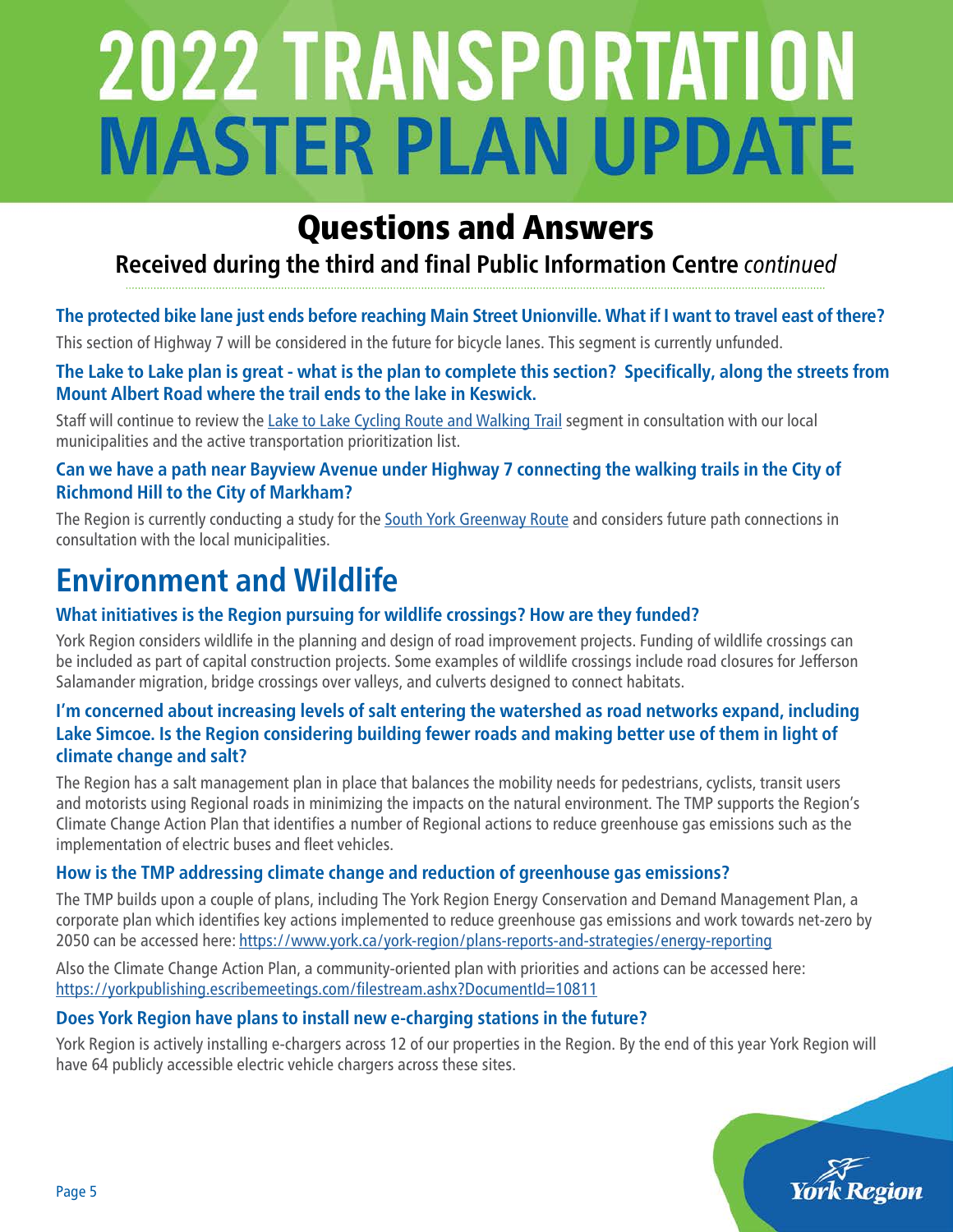# 2022 TRANSPORTATION MASTER PLAN UPDATE

## Questions and Answers

### Received during the third and final Public Information Centre *continued*

**The protected bike lane just ends before reaching Main Street Unionville. What if I want to travel east of there?**

This section of Highway 7 will be considered in the future for bicycle lanes. This segment is currently unfunded.

**The Lake to Lake plan is great - what is the plan to complete this section? Specifically, along the streets from Mount Albert Road where the trail ends to the lake in Keswick.**

Staff will continue to review the Lake to Lake Cycling Route and Walking Trail segment in consultation with our local municipalities and the active transportation prioritization list.

**Can we have a path near Bayview Avenue under Highway 7 connecting the walking trails in the City of Richmond Hill to the City of Markham?**

The Region is currently conducting a study for the South York Greenway Route and considers future path connections in consultation with the local municipalities.

## Environment and Wildlife

**What initiatives is the Region pursuing for wildlife crossings? How are they funded?**

York Region considers wildlife in the planning and design of road improvement projects. Funding of wildlife crossings can be included as part of capital construction projects. Some examples of wildlife crossings include road closures for Jefferson Salamander migration, bridge crossings over valleys, and culverts designed to connect habitats.

**I'm concerned about increasing levels of salt entering the watershed as road networks expand, including Lake Simcoe. Is the Region considering building fewer roads and making better use of them in light of climate change and salt?**

The Region has a salt management plan in place that balances the mobility needs for pedestrians, cyclists, transit users and motorists using Regional roads in minimizing the impacts on the natural environment. The TMP supports the Region's Climate Change Action Plan that identifies a number of Regional actions to reduce greenhouse gas emissions such as the implementation of electric buses and fleet vehicles.

**How is the TMP addressing climate change and reduction of greenhouse gas emissions?**

The TMP builds upon a couple of plans, including The York Region Energy Conservation and Demand Management Plan, a corporate plan which identifies key actions implemented to reduce greenhouse gas emissions and work towards net-zero by 2050 can be accessed here: https://www.york.ca/york-region/plans-reports-and-strategies/energy-reporting

Also the Climate Change Action Plan, a community-oriented plan with priorities and actions can be accessed here: https://yorkpublishing.escribemeetings.com/filestream.ashx?DocumentId=10811

**Does York Region have plans to install new e-charging stations in the future?**

York Region is actively installing e-chargers across 12 of our properties in the Region. By the end of this year York Region will have 64 publicly accessible electric vehicle chargers across these sites.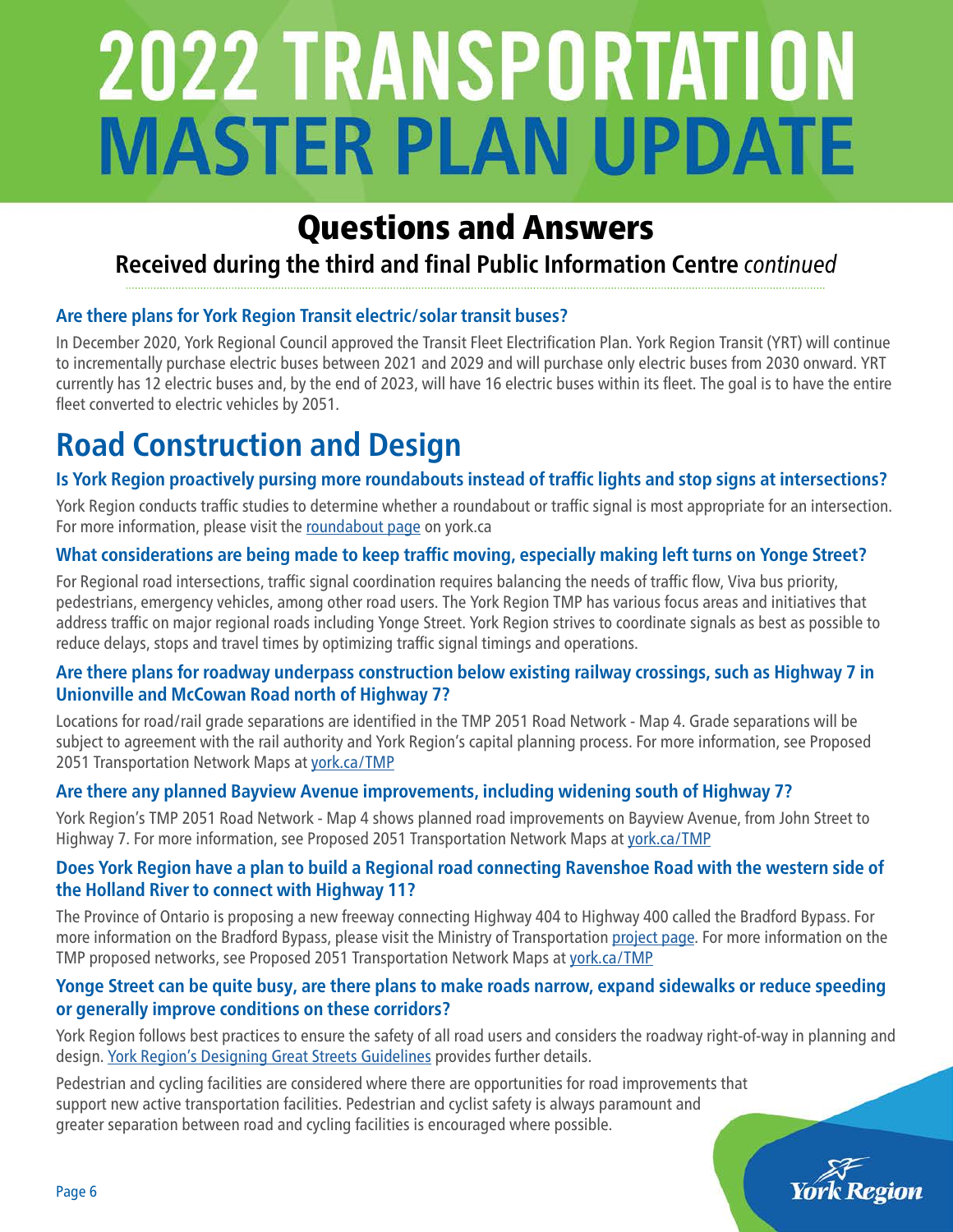# 2022 TRANSPORTATION MASTER PLAN UPDATE

## Questions and Answers

### Received during the third and final Public Information Centre *continued*

**Are there plans for York Region Transit electric/solar transit buses?**

In December 2020, York Regional Council approved the Transit Fleet Electrification Plan. York Region Transit (YRT) will continue to incrementally purchase electric buses between 2021 and 2029 and will purchase only electric buses from 2030 onward. YRT currently has 12 electric buses and, by the end of 2023, will have 16 electric buses within its fleet. The goal is to have the entire fleet converted to electric vehicles by 2051.

## Road Construction and Design

**Is York Region proactively pursing more roundabouts instead of traffic lights and stop signs at intersections?**

York Region conducts traffic studies to determine whether a roundabout or traffic signal is most appropriate for an intersection. For more information, please visit the roundabout page on york.ca

**What considerations are being made to keep traffic moving, especially making left turns on Yonge Street?**

For Regional road intersections, traffic signal coordination requires balancing the needs of traffic flow, Viva bus priority, pedestrians, emergency vehicles, among other road users. The York Region TMP has various focus areas and initiatives that address traffic on major regional roads including Yonge Street. York Region strives to coordinate signals as best as possible to reduce delays, stops and travel times by optimizing traffic signal timings and operations.

**Are there plans for roadway underpass construction below existing railway crossings, such as Highway 7 in Unionville and McCowan Road north of Highway 7?**

Locations for road/rail grade separations are identified in the TMP 2051 Road Network - Map 4. Grade separations will be subject to agreement with the rail authority and York Region's capital planning process. For more information, see Proposed 2051 Transportation Network Maps at york.ca/TMP

**Are there any planned Bayview Avenue improvements, including widening south of Highway 7?**

York Region's TMP 2051 Road Network - Map 4 shows planned road improvements on Bayview Avenue, from John Street to Highway 7. For more information, see Proposed 2051 Transportation Network Maps at york.ca/TMP

**Does York Region have a plan to build a Regional road connecting Ravenshoe Road with the western side of the Holland River to connect with Highway 11?**

The Province of Ontario is proposing a new freeway connecting Highway 404 to Highway 400 called the Bradford Bypass. For more information on the Bradford Bypass, please visit the Ministry of Transportation project page. For more information on the TMP proposed networks, see Proposed 2051 Transportation Network Maps at york.ca/TMP

**Yonge Street can be quite busy, are there plans to make roads narrow, expand sidewalks or reduce speeding or generally improve conditions on these corridors?**

York Region follows best practices to ensure the safety of all road users and considers the roadway right-of-way in planning and design. York Region's Designing Great Streets Guidelines provides further details.

Pedestrian and cycling facilities are considered where there are opportunities for road improvements that support new active transportation facilities. Pedestrian and cyclist safety is always paramount and greater separation between road and cycling facilities is encouraged where possible.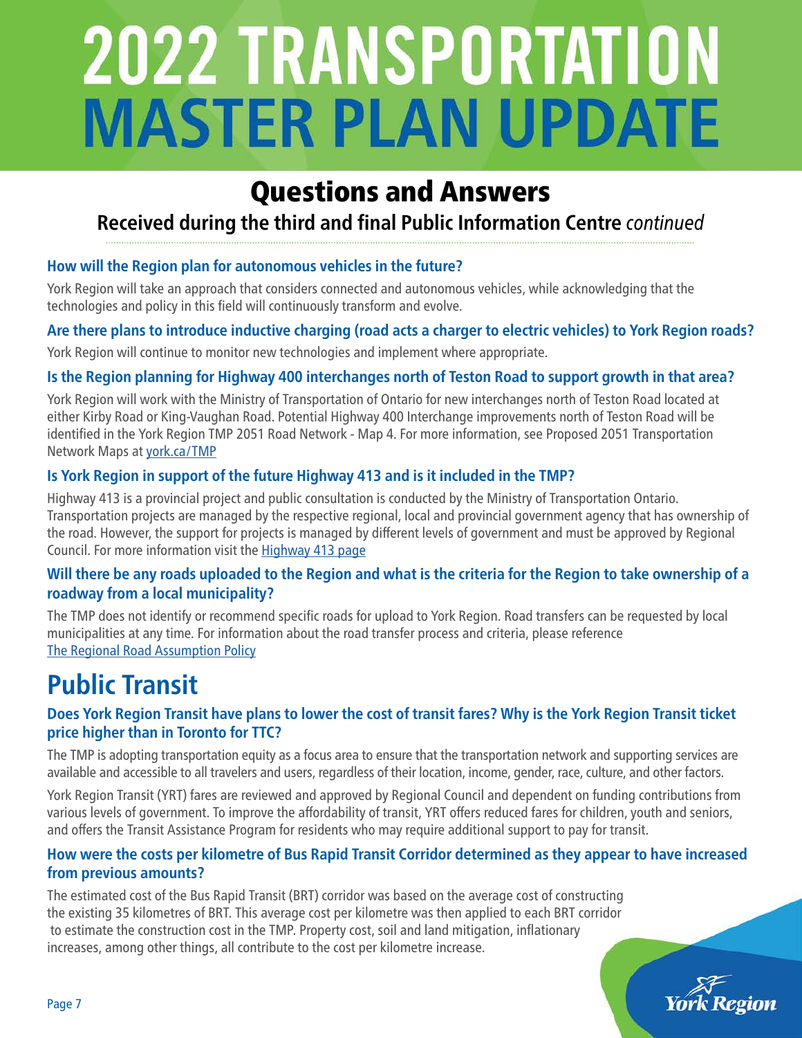# 2022 TRANSPORTATION MASTER PLAN UPDATE

## Questions and Answers

### Received during the third and final Public Information Centre *continued*

**How will the Region plan for autonomous vehicles in the future?**

York Region will take an approach that considers connected and autonomous vehicles, while acknowledging that the technologies and policy in this field will continuously transform and evolve.

**Are there plans to introduce inductive charging (road acts a charger to electric vehicles) to York Region roads?**

York Region will continue to monitor new technologies and implement where appropriate.

**Is the Region planning for Highway 400 interchanges north of Teston Road to support growth in that area?**

York Region will work with the Ministry of Transportation of Ontario for new interchanges north of Teston Road located at either Kirby Road or King-Vaughan Road. Potential Highway 400 Interchange improvements north of Teston Road will be identified in the York Region TMP 2051 Road Network - Map 4. For more information, see Proposed 2051 Transportation Network Maps at york.ca/TMP

**Is York Region in support of the future Highway 413 and is it included in the TMP?**

Highway 413 is a provincial project and public consultation is conducted by the Ministry of Transportation Ontario. Transportation projects are managed by the respective regional, local and provincial government agency that has ownership of the road. However, the support for projects is managed by different levels of government and must be approved by Regional Council. For more information visit the Highway 413 page

**Will there be any roads uploaded to the Region and what is the criteria for the Region to take ownership of a roadway from a local municipality?**

The TMP does not identify or recommend specific roads for upload to York Region. Road transfers can be requested by local municipalities at any time. For information about the road transfer process and criteria, please reference The Regional Road Assumption Policy

# Public Transit

**Does York Region Transit have plans to lower the cost of transit fares? Why is the York Region Transit ticket price higher than in Toronto for TTC?**

The TMP is adopting transportation equity as a focus area to ensure that the transportation network and supporting services are available and accessible to all travelers and users, regardless of their location, income, gender, race, culture, and other factors.

York Region Transit (YRT) fares are reviewed and approved by Regional Council and dependent on funding contributions from various levels of government. To improve the affordability of transit, YRT offers reduced fares for children, youth and seniors, and offers the Transit Assistance Program for residents who may require additional support to pay for transit.

**How were the costs per kilometre of Bus Rapid Transit Corridor determined as they appear to have increased from previous amounts?**

The estimated cost of the Bus Rapid Transit (BRT) corridor was based on the average cost of constructing the existing 35 kilometres of BRT. This average cost per kilometre was then applied to each BRT corridor to estimate the construction cost in the TMP. Property cost, soil and land mitigation, inflationary increases, among other things, all contribute to the cost per kilometre increase.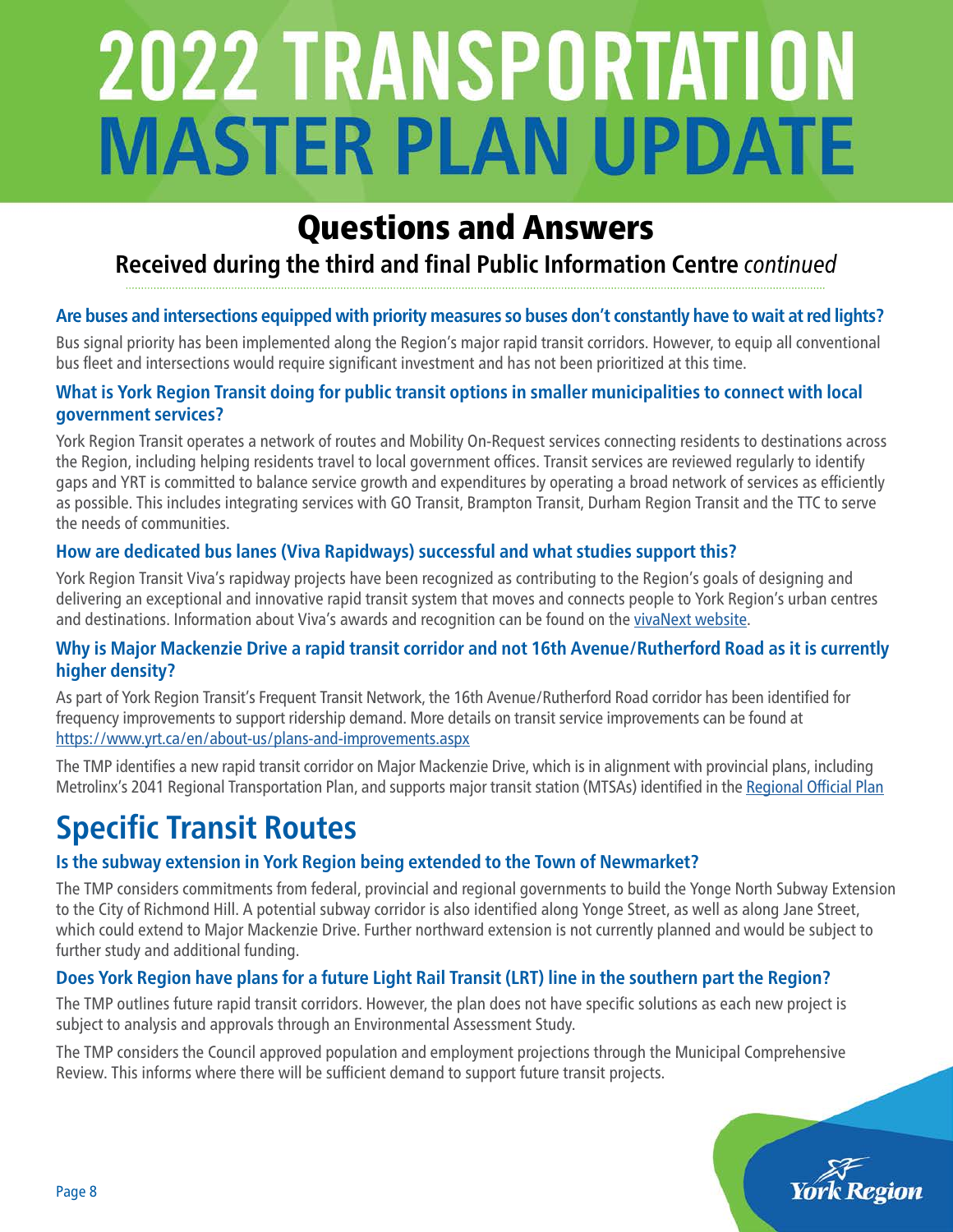# 2022 TRANSPORTATION MASTER PLAN UPDATE

## Questions and Answers

### Received during the third and final Public Information Centre *continued*

**Are buses and intersections equipped with priority measures so buses don't constantly have to wait at red lights?**

Bus signal priority has been implemented along the Region's major rapid transit corridors. However, to equip all conventional bus fleet and intersections would require significant investment and has not been prioritized at this time.

**What is York Region Transit doing for public transit options in smaller municipalities to connect with local government services?**

York Region Transit operates a network of routes and Mobility On-Request services connecting residents to destinations across the Region, including helping residents travel to local government offices. Transit services are reviewed regularly to identify gaps and YRT is committed to balance service growth and expenditures by operating a broad network of services as efficiently as possible. This includes integrating services with GO Transit, Brampton Transit, Durham Region Transit and the TTC to serve the needs of communities.

**How are dedicated bus lanes (Viva Rapidways) successful and what studies support this?**

York Region Transit Viva's rapidway projects have been recognized as contributing to the Region's goals of designing and delivering an exceptional and innovative rapid transit system that moves and connects people to York Region's urban centres and destinations. Information about Viva's awards and recognition can be found on the vivaNext website.

**Why is Major Mackenzie Drive a rapid transit corridor and not 16th Avenue/Rutherford Road as it is currently higher density?**

As part of York Region Transit's Frequent Transit Network, the 16th Avenue/Rutherford Road corridor has been identified for frequency improvements to support ridership demand. More details on transit service improvements can be found at https://www.yrt.ca/en/about-us/plans-and-improvements.aspx

The TMP identifies a new rapid transit corridor on Major Mackenzie Drive, which is in alignment with provincial plans, including Metrolinx's 2041 Regional Transportation Plan, and supports major transit station (MTSAs) identified in the Regional Official Plan

## Specific Transit Routes

**Is the subway extension in York Region being extended to the Town of Newmarket?**

The TMP considers commitments from federal, provincial and regional governments to build the Yonge North Subway Extension to the City of Richmond Hill. A potential subway corridor is also identified along Yonge Street, as well as along Jane Street, which could extend to Major Mackenzie Drive. Further northward extension is not currently planned and would be subject to further study and additional funding.

**Does York Region have plans for a future Light Rail Transit (LRT) line in the southern part the Region?**

The TMP outlines future rapid transit corridors. However, the plan does not have specific solutions as each new project is subject to analysis and approvals through an Environmental Assessment Study.

The TMP considers the Council approved population and employment projections through the Municipal Comprehensive Review. This informs where there will be sufficient demand to support future transit projects.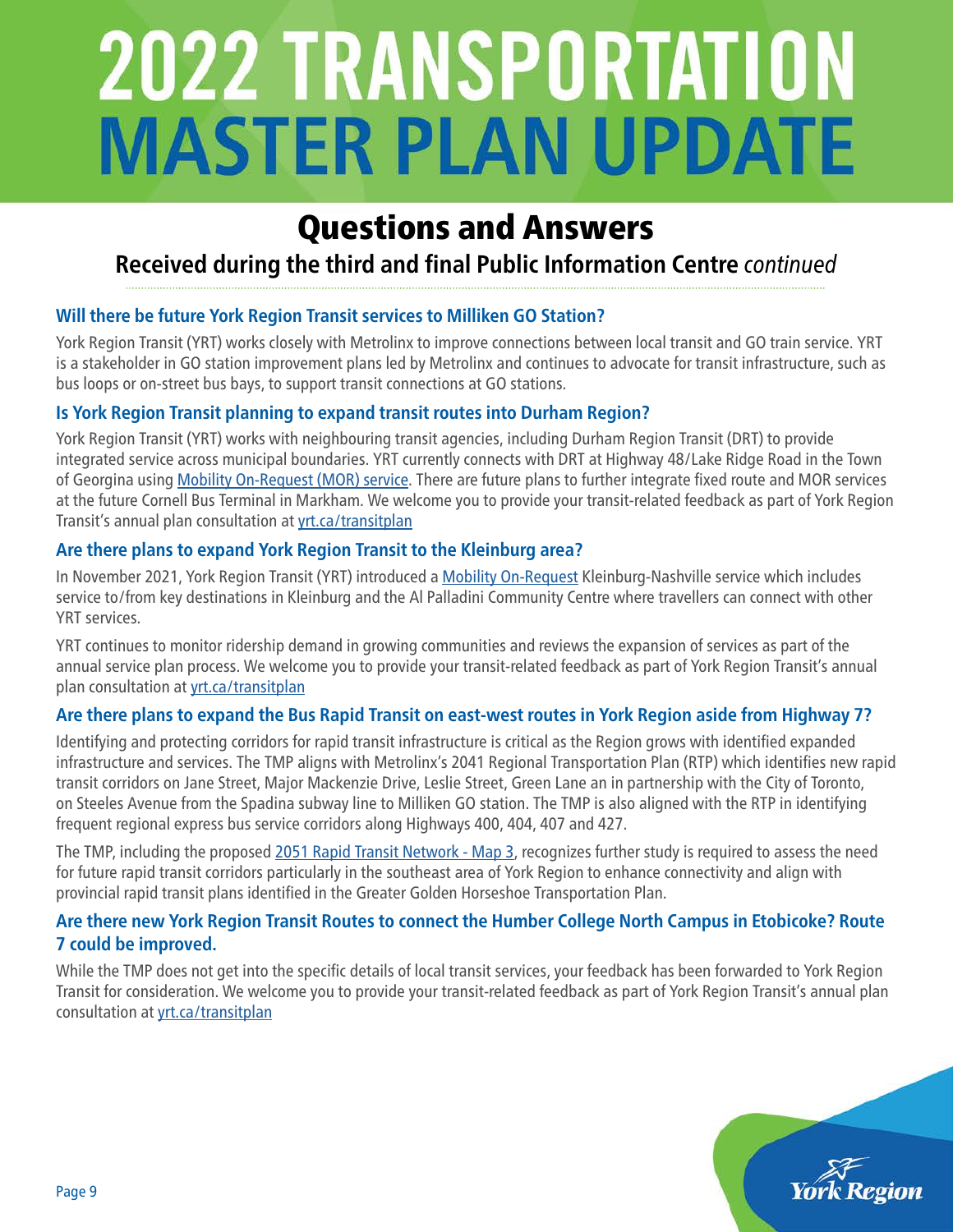# 2022 TRANSPORTATION MASTER PLAN UPDATE

## Questions and Answers

### Received during the third and final Public Information Centre *continued*

**Will there be future York Region Transit services to Milliken GO Station?**

York Region Transit (YRT) works closely with Metrolinx to improve connections between local transit and GO train service. YRT is a stakeholder in GO station improvement plans led by Metrolinx and continues to advocate for transit infrastructure, such as bus loops or on-street bus bays, to support transit connections at GO stations.

**Is York Region Transit planning to expand transit routes into Durham Region?**

York Region Transit (YRT) works with neighbouring transit agencies, including Durham Region Transit (DRT) to provide integrated service across municipal boundaries. YRT currently connects with DRT at Highway 48/Lake Ridge Road in the Town of Georgina using Mobility On-Request (MOR) service. There are future plans to further integrate fixed route and MOR services at the future Cornell Bus Terminal in Markham. We welcome you to provide your transit-related feedback as part of York Region Transit's annual plan consultation at yrt.ca/transitplan

**Are there plans to expand York Region Transit to the Kleinburg area?**

In November 2021, York Region Transit (YRT) introduced a Mobility On-Request Kleinburg-Nashville service which includes service to/from key destinations in Kleinburg and the Al Palladini Community Centre where travellers can connect with other YRT services.

YRT continues to monitor ridership demand in growing communities and reviews the expansion of services as part of the annual service plan process. We welcome you to provide your transit-related feedback as part of York Region Transit's annual plan consultation at yrt.ca/transitplan

**Are there plans to expand the Bus Rapid Transit on east-west routes in York Region aside from Highway 7?**

Identifying and protecting corridors for rapid transit infrastructure is critical as the Region grows with identified expanded infrastructure and services. The TMP aligns with Metrolinx's 2041 Regional Transportation Plan (RTP) which identifies new rapid transit corridors on Jane Street, Major Mackenzie Drive, Leslie Street, Green Lane an in partnership with the City of Toronto, on Steeles Avenue from the Spadina subway line to Milliken GO station. The TMP is also aligned with the RTP in identifying frequent regional express bus service corridors along Highways 400, 404, 407 and 427.

The TMP, including the proposed 2051 Rapid Transit Network - Map 3, recognizes further study is required to assess the need for future rapid transit corridors particularly in the southeast area of York Region to enhance connectivity and align with provincial rapid transit plans identified in the Greater Golden Horseshoe Transportation Plan.

**Are there new York Region Transit Routes to connect the Humber College North Campus in Etobicoke? Route 7 could be improved.**

While the TMP does not get into the specific details of local transit services, your feedback has been forwarded to York Region Transit for consideration. We welcome you to provide your transit-related feedback as part of York Region Transit's annual plan consultation at yrt.ca/transitplan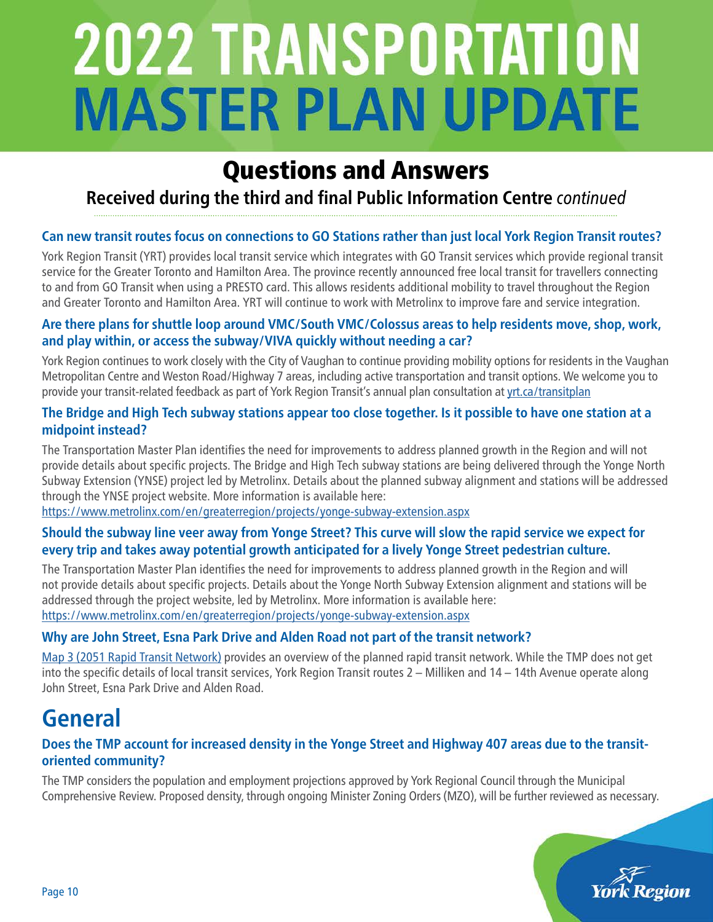# 2022 TRANSPORTATION MASTER PLAN UPDATE

## Questions and Answers

### Received during the third and final Public Information Centre *continued*

**Can new transit routes focus on connections to GO Stations rather than just local York Region Transit routes?**

York Region Transit (YRT) provides local transit service which integrates with GO Transit services which provide regional transit service for the Greater Toronto and Hamilton Area. The province recently announced free local transit for travellers connecting to and from GO Transit when using a PRESTO card. This allows residents additional mobility to travel throughout the Region and Greater Toronto and Hamilton Area. YRT will continue to work with Metrolinx to improve fare and service integration.

**Are there plans for shuttle loop around VMC/South VMC/Colossus areas to help residents move, shop, work, and play within, or access the subway/VIVA quickly without needing a car?**

York Region continues to work closely with the City of Vaughan to continue providing mobility options for residents in the Vaughan Metropolitan Centre and Weston Road/Highway 7 areas, including active transportation and transit options. We welcome you to provide your transit-related feedback as part of York Region Transit's annual plan consultation at yrt.ca/transitplan

**The Bridge and High Tech subway stations appear too close together. Is it possible to have one station at a midpoint instead?**

The Transportation Master Plan identifies the need for improvements to address planned growth in the Region and will not provide details about specific projects. The Bridge and High Tech subway stations are being delivered through the Yonge North Subway Extension (YNSE) project led by Metrolinx. Details about the planned subway alignment and stations will be addressed through the YNSE project website. More information is available here:
https://www.metrolinx.com/en/greaterregion/projects/yonge-subway-extension.aspx

**Should the subway line veer away from Yonge Street? This curve will slow the rapid service we expect for every trip and takes away potential growth anticipated for a lively Yonge Street pedestrian culture.**

The Transportation Master Plan identifies the need for improvements to address planned growth in the Region and will not provide details about specific projects. Details about the Yonge North Subway Extension alignment and stations will be addressed through the project website, led by Metrolinx. More information is available here:
https://www.metrolinx.com/en/greaterregion/projects/yonge-subway-extension.aspx

**Why are John Street, Esna Park Drive and Alden Road not part of the transit network?**

Map 3 (2051 Rapid Transit Network) provides an overview of the planned rapid transit network. While the TMP does not get into the specific details of local transit services, York Region Transit routes 2 – Milliken and 14 – 14th Avenue operate along John Street, Esna Park Drive and Alden Road.

## General

**Does the TMP account for increased density in the Yonge Street and Highway 407 areas due to the transit-oriented community?**

The TMP considers the population and employment projections approved by York Regional Council through the Municipal Comprehensive Review. Proposed density, through ongoing Minister Zoning Orders (MZO), will be further reviewed as necessary.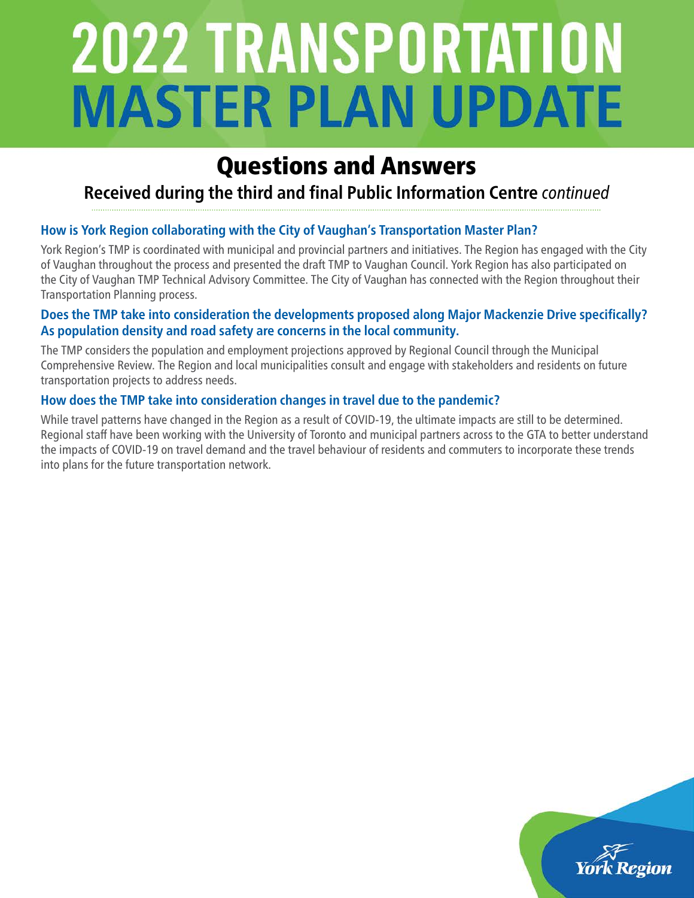# 2022 TRANSPORTATION MASTER PLAN UPDATE

## Questions and Answers

### Received during the third and final Public Information Centre *continued*

**How is York Region collaborating with the City of Vaughan's Transportation Master Plan?**

York Region's TMP is coordinated with municipal and provincial partners and initiatives. The Region has engaged with the City of Vaughan throughout the process and presented the draft TMP to Vaughan Council. York Region has also participated on the City of Vaughan TMP Technical Advisory Committee. The City of Vaughan has connected with the Region throughout their Transportation Planning process.

**Does the TMP take into consideration the developments proposed along Major Mackenzie Drive specifically? As population density and road safety are concerns in the local community.**

The TMP considers the population and employment projections approved by Regional Council through the Municipal Comprehensive Review. The Region and local municipalities consult and engage with stakeholders and residents on future transportation projects to address needs.

**How does the TMP take into consideration changes in travel due to the pandemic?**

While travel patterns have changed in the Region as a result of COVID-19, the ultimate impacts are still to be determined. Regional staff have been working with the University of Toronto and municipal partners across to the GTA to better understand the impacts of COVID-19 on travel demand and the travel behaviour of residents and commuters to incorporate these trends into plans for the future transportation network.

York Region